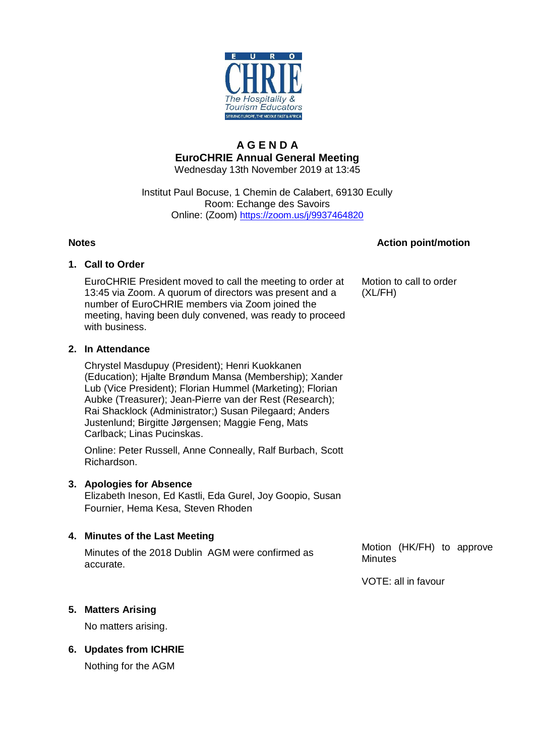# A G E N D A

## EuroCHRIE Annual General Meeting

Wednesday 13th November 2019 at 13:45

Institut Paul Bocuse, 1 Chemin de Calabert, 69130 Ecully
Room: Echange des Savoirs
Online: (Zoom) https://zoom.us/j/9937464820

| Notes | Action point/motion |
|---|---|
| **1. Call to Order**<br><br>EuroCHRIE President moved to call the meeting to order at 13:45 via Zoom. A quorum of directors was present and a number of EuroCHRIE members via Zoom joined the meeting, having been duly convened, was ready to proceed with business. | Motion to call to order (XL/FH) |
| **2. In Attendance**<br><br>Chrystel Masdupuy (President); Henri Kuokkanen (Education); Hjalte Brøndum Mansa (Membership); Xander Lub (Vice President); Florian Hummel (Marketing); Florian Aubke (Treasurer); Jean-Pierre van der Rest (Research); Rai Shacklock (Administrator;) Susan Pilegaard; Anders Justenlund; Birgitte Jørgensen; Maggie Feng, Mats Carlback; Linas Pucinskas.<br><br>Online: Peter Russell, Anne Conneally, Ralf Burbach, Scott Richardson. | |
| **3. Apologies for Absence**<br><br>Elizabeth Ineson, Ed Kastli, Eda Gurel, Joy Goopio, Susan Fournier, Hema Kesa, Steven Rhoden | |
| **4. Minutes of the Last Meeting**<br><br>Minutes of the 2018 Dublin AGM were confirmed as accurate. | Motion (HK/FH) to approve Minutes<br><br>VOTE: all in favour |
| **5. Matters Arising**<br><br>No matters arising. | |
| **6. Updates from ICHRIE**<br><br>Nothing for the AGM | |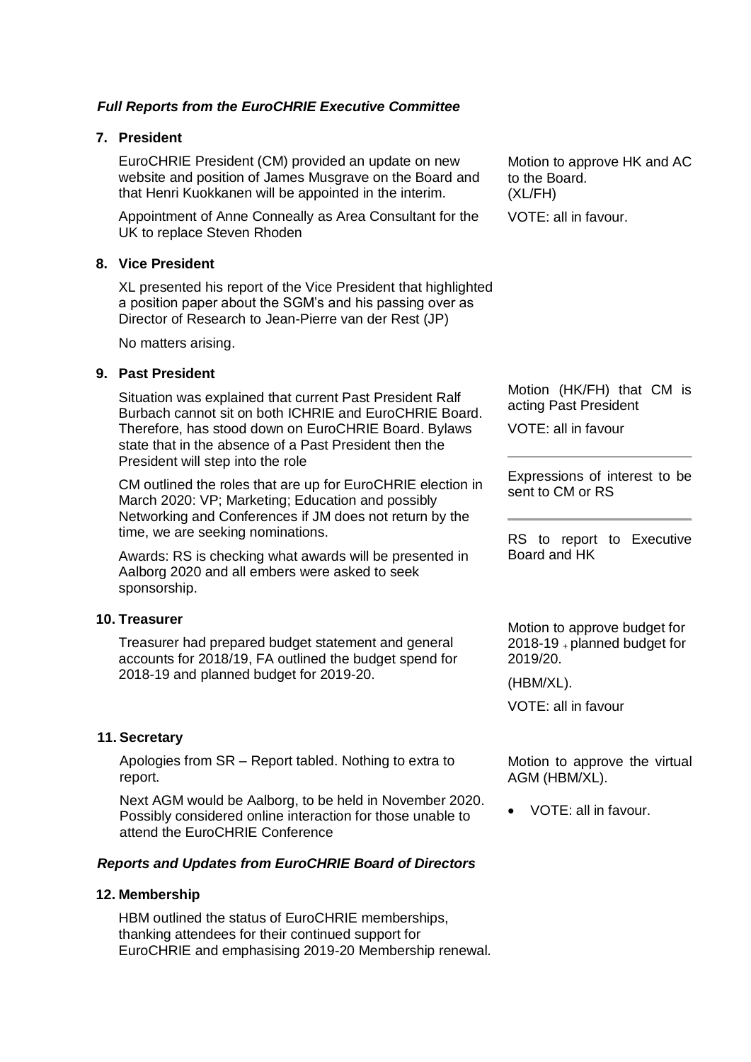***Full Reports from the EuroCHRIE Executive Committee***

**7. President**

EuroCHRIE President (CM) provided an update on new website and position of James Musgrave on the Board and that Henri Kuokkanen will be appointed in the interim.

Appointment of Anne Conneally as Area Consultant for the UK to replace Steven Rhoden

Motion to approve HK and AC to the Board. (XL/FH)

VOTE: all in favour.

**8. Vice President**

XL presented his report of the Vice President that highlighted a position paper about the SGM's and his passing over as Director of Research to Jean-Pierre van der Rest (JP)

No matters arising.

**9. Past President**

Situation was explained that current Past President Ralf Burbach cannot sit on both ICHRIE and EuroCHRIE Board. Therefore, has stood down on EuroCHRIE Board. Bylaws state that in the absence of a Past President then the President will step into the role

Motion (HK/FH) that CM is acting Past President

VOTE: all in favour

CM outlined the roles that are up for EuroCHRIE election in March 2020: VP; Marketing; Education and possibly Networking and Conferences if JM does not return by the time, we are seeking nominations.

Expressions of interest to be sent to CM or RS

Awards: RS is checking what awards will be presented in Aalborg 2020 and all embers were asked to seek sponsorship.

RS to report to Executive Board and HK

**10. Treasurer**

Treasurer had prepared budget statement and general accounts for 2018/19, FA outlined the budget spend for 2018-19 and planned budget for 2019-20.

Motion to approve budget for 2018-19 + planned budget for 2019/20.

(HBM/XL).

VOTE: all in favour

**11. Secretary**

Apologies from SR – Report tabled. Nothing to extra to report.

Next AGM would be Aalborg, to be held in November 2020. Possibly considered online interaction for those unable to attend the EuroCHRIE Conference

Motion to approve the virtual AGM (HBM/XL).

- VOTE: all in favour.

***Reports and Updates from EuroCHRIE Board of Directors***

**12. Membership**

HBM outlined the status of EuroCHRIE memberships, thanking attendees for their continued support for EuroCHRIE and emphasising 2019-20 Membership renewal.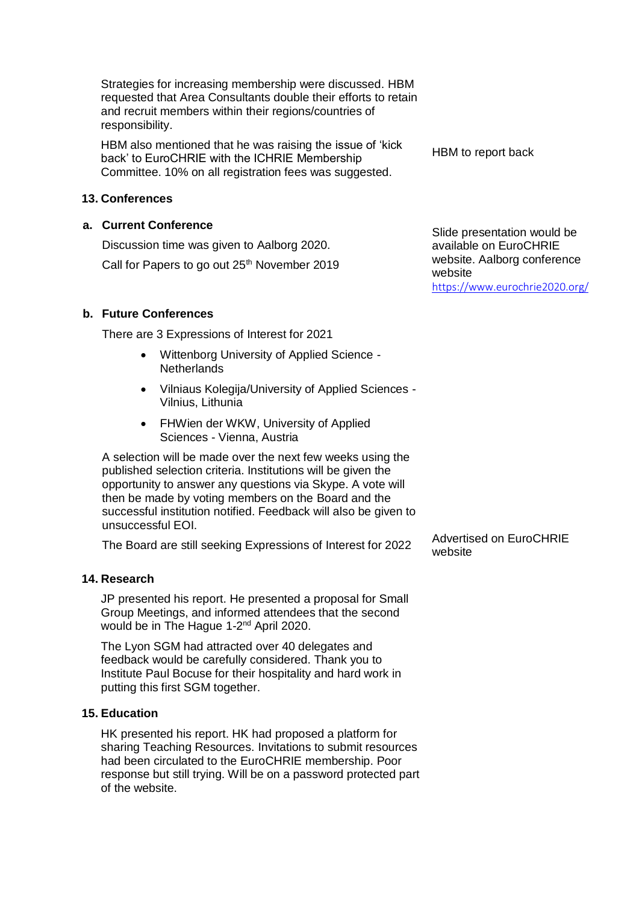Strategies for increasing membership were discussed. HBM requested that Area Consultants double their efforts to retain and recruit members within their regions/countries of responsibility.

HBM also mentioned that he was raising the issue of 'kick back' to EuroCHRIE with the ICHRIE Membership Committee. 10% on all registration fees was suggested.

HBM to report back

## 13. Conferences

### a. Current Conference

Discussion time was given to Aalborg 2020.

Call for Papers to go out 25th November 2019

Slide presentation would be available on EuroCHRIE website. Aalborg conference website https://www.eurochrie2020.org/

### b. Future Conferences

There are 3 Expressions of Interest for 2021

- Wittenborg University of Applied Science - Netherlands
- Vilniaus Kolegija/University of Applied Sciences - Vilnius, Lithuania
- FHWien der WKW, University of Applied Sciences - Vienna, Austria

A selection will be made over the next few weeks using the published selection criteria. Institutions will be given the opportunity to answer any questions via Skype. A vote will then be made by voting members on the Board and the successful institution notified. Feedback will also be given to unsuccessful EOI.

The Board are still seeking Expressions of Interest for 2022

Advertised on EuroCHRIE website

## 14. Research

JP presented his report. He presented a proposal for Small Group Meetings, and informed attendees that the second would be in The Hague 1-2nd April 2020.

The Lyon SGM had attracted over 40 delegates and feedback would be carefully considered. Thank you to Institute Paul Bocuse for their hospitality and hard work in putting this first SGM together.

## 15. Education

HK presented his report. HK had proposed a platform for sharing Teaching Resources. Invitations to submit resources had been circulated to the EuroCHRIE membership. Poor response but still trying. Will be on a password protected part of the website.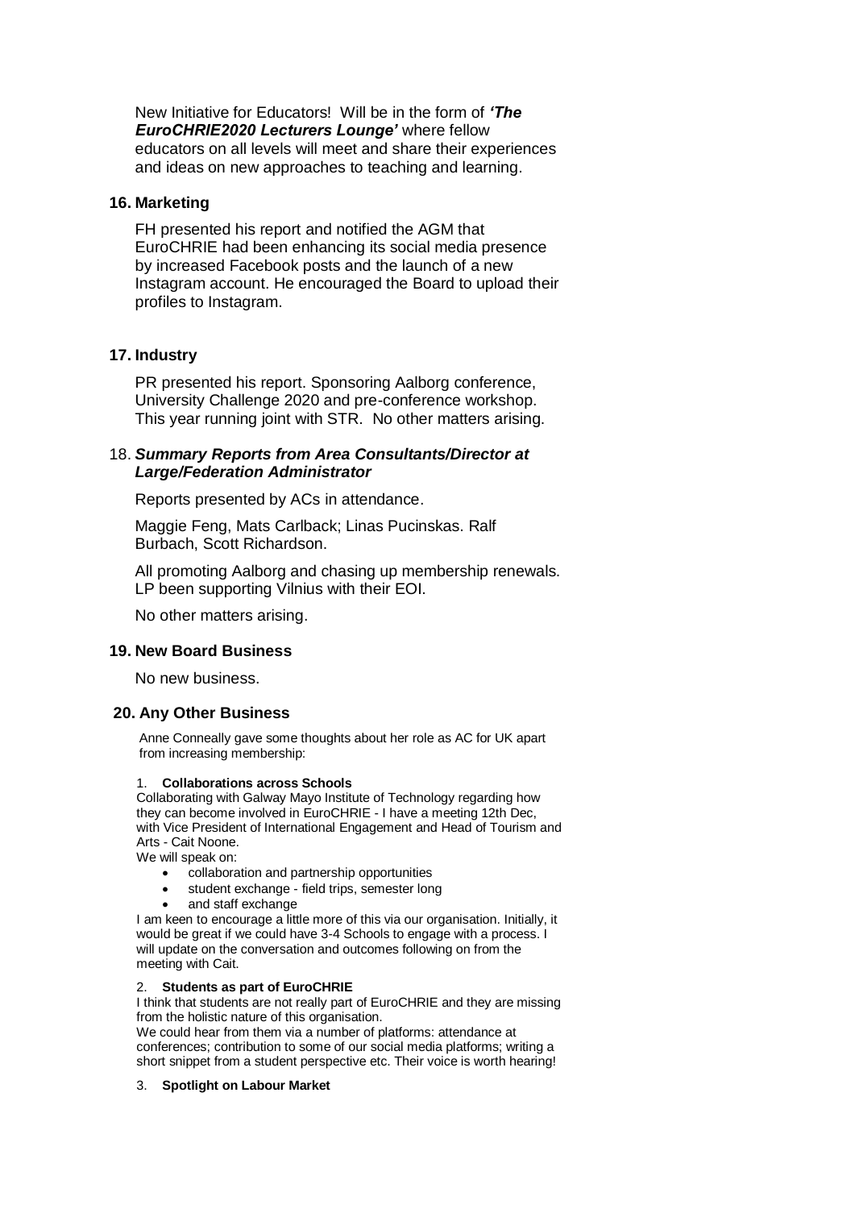New Initiative for Educators! Will be in the form of ***'The EuroCHRIE2020 Lecturers Lounge'*** where fellow educators on all levels will meet and share their experiences and ideas on new approaches to teaching and learning.

## 16. Marketing

FH presented his report and notified the AGM that EuroCHRIE had been enhancing its social media presence by increased Facebook posts and the launch of a new Instagram account. He encouraged the Board to upload their profiles to Instagram.

## 17. Industry

PR presented his report. Sponsoring Aalborg conference, University Challenge 2020 and pre-conference workshop. This year running joint with STR. No other matters arising.

## 18. *Summary Reports from Area Consultants/Director at Large/Federation Administrator*

Reports presented by ACs in attendance.

Maggie Feng, Mats Carlback; Linas Pucinskas. Ralf Burbach, Scott Richardson.

All promoting Aalborg and chasing up membership renewals. LP been supporting Vilnius with their EOI.

No other matters arising.

## 19. New Board Business

No new business.

## 20. Any Other Business

Anne Conneally gave some thoughts about her role as AC for UK apart from increasing membership:

1. **Collaborations across Schools**

Collaborating with Galway Mayo Institute of Technology regarding how they can become involved in EuroCHRIE - I have a meeting 12th Dec, with Vice President of International Engagement and Head of Tourism and Arts - Cait Noone.

We will speak on:

- collaboration and partnership opportunities
- student exchange - field trips, semester long
- and staff exchange

I am keen to encourage a little more of this via our organisation. Initially, it would be great if we could have 3-4 Schools to engage with a process. I will update on the conversation and outcomes following on from the meeting with Cait.

2. **Students as part of EuroCHRIE**

I think that students are not really part of EuroCHRIE and they are missing from the holistic nature of this organisation.

We could hear from them via a number of platforms: attendance at conferences; contribution to some of our social media platforms; writing a short snippet from a student perspective etc. Their voice is worth hearing!

3. **Spotlight on Labour Market**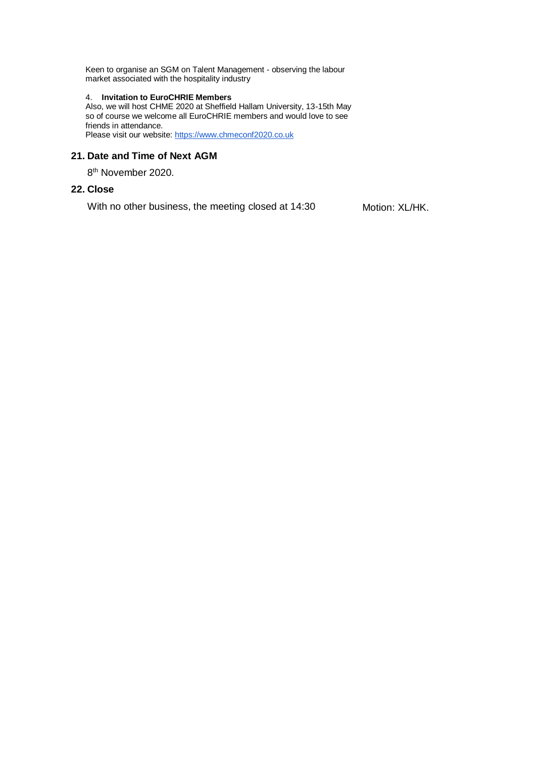Keen to organise an SGM on Talent Management - observing the labour market associated with the hospitality industry

4. **Invitation to EuroCHRIE Members**

Also, we will host CHME 2020 at Sheffield Hallam University, 13-15th May so of course we welcome all EuroCHRIE members and would love to see friends in attendance.
Please visit our website: https://www.chmeconf2020.co.uk

## 21. Date and Time of Next AGM

8th November 2020.

## 22. Close

With no other business, the meeting closed at 14:30 Motion: XL/HK.